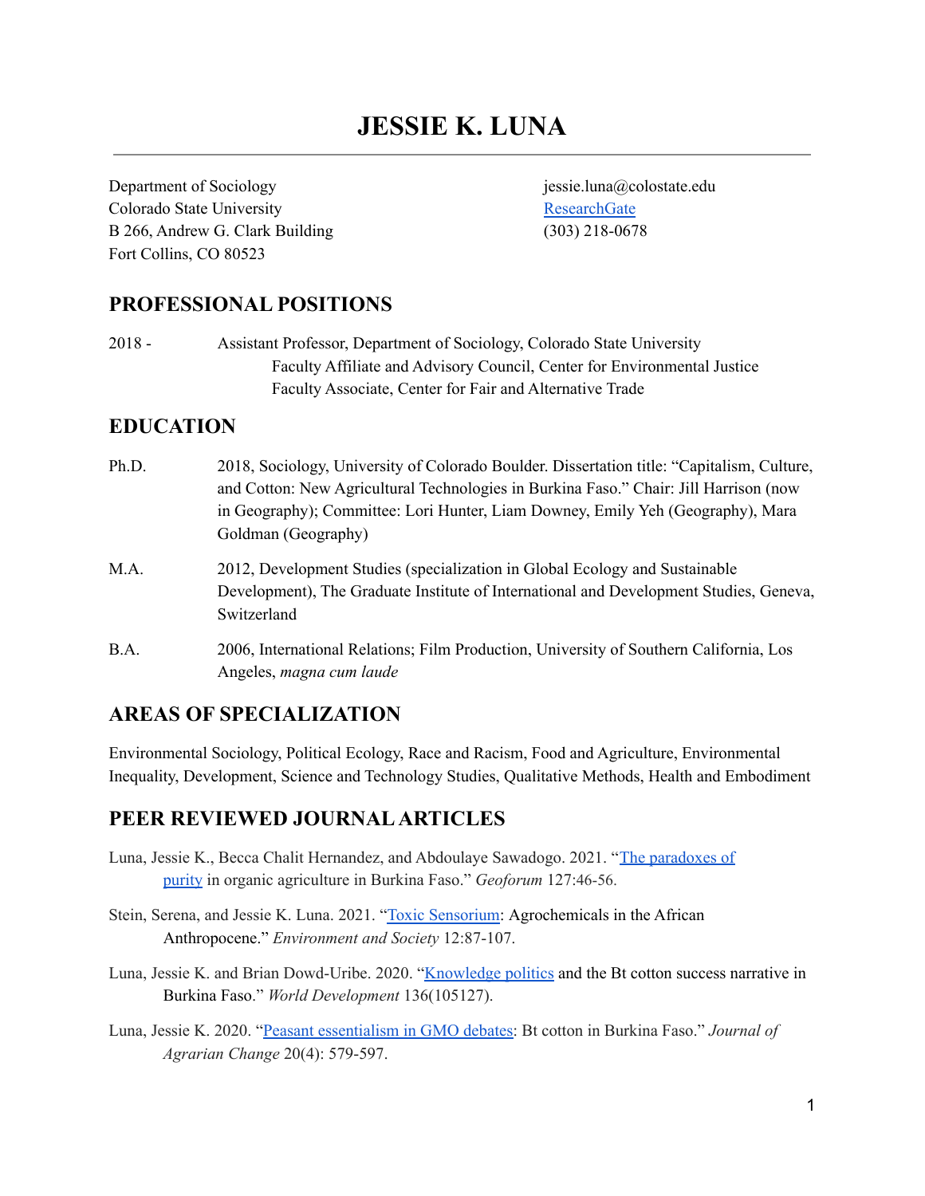# JESSIE K. LUNA

---

Department of Sociology
Colorado State University
B 266, Andrew G. Clark Building
Fort Collins, CO 80523

jessie.luna@colostate.edu
[ResearchGate]
(303) 218-0678

## PROFESSIONAL POSITIONS

2018 - Assistant Professor, Department of Sociology, Colorado State University
Faculty Affiliate and Advisory Council, Center for Environmental Justice
Faculty Associate, Center for Fair and Alternative Trade

## EDUCATION

Ph.D. 2018, Sociology, University of Colorado Boulder. Dissertation title: "Capitalism, Culture, and Cotton: New Agricultural Technologies in Burkina Faso." Chair: Jill Harrison (now in Geography); Committee: Lori Hunter, Liam Downey, Emily Yeh (Geography), Mara Goldman (Geography)

M.A. 2012, Development Studies (specialization in Global Ecology and Sustainable Development), The Graduate Institute of International and Development Studies, Geneva, Switzerland

B.A. 2006, International Relations; Film Production, University of Southern California, Los Angeles, *magna cum laude*

## AREAS OF SPECIALIZATION

Environmental Sociology, Political Ecology, Race and Racism, Food and Agriculture, Environmental Inequality, Development, Science and Technology Studies, Qualitative Methods, Health and Embodiment

## PEER REVIEWED JOURNAL ARTICLES

Luna, Jessie K., Becca Chalit Hernandez, and Abdoulaye Sawadogo. 2021. "The paradoxes of purity in organic agriculture in Burkina Faso." *Geoforum* 127:46-56.

Stein, Serena, and Jessie K. Luna. 2021. "Toxic Sensorium: Agrochemicals in the African Anthropocene." *Environment and Society* 12:87-107.

Luna, Jessie K. and Brian Dowd-Uribe. 2020. "Knowledge politics and the Bt cotton success narrative in Burkina Faso." *World Development* 136(105127).

Luna, Jessie K. 2020. "Peasant essentialism in GMO debates: Bt cotton in Burkina Faso." *Journal of Agrarian Change* 20(4): 579-597.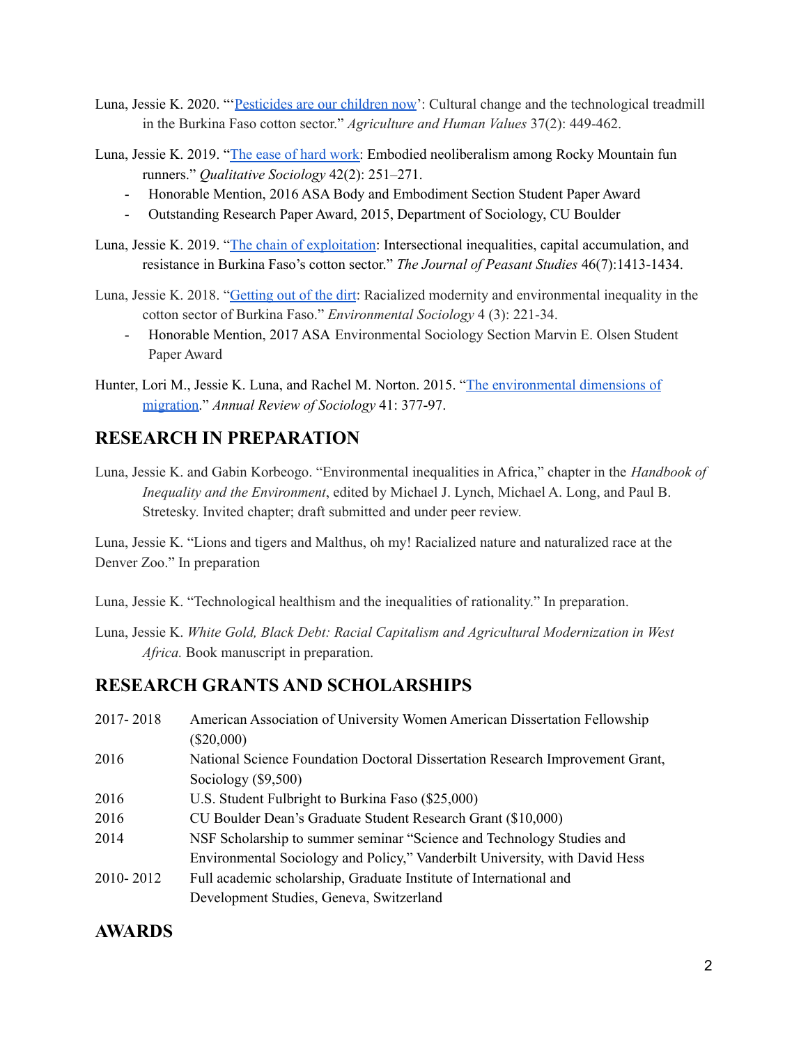Luna, Jessie K. 2020. "'Pesticides are our children now': Cultural change and the technological treadmill in the Burkina Faso cotton sector." *Agriculture and Human Values* 37(2): 449-462.

Luna, Jessie K. 2019. "The ease of hard work: Embodied neoliberalism among Rocky Mountain fun runners." *Qualitative Sociology* 42(2): 251–271.

- Honorable Mention, 2016 ASA Body and Embodiment Section Student Paper Award
- Outstanding Research Paper Award, 2015, Department of Sociology, CU Boulder

Luna, Jessie K. 2019. "The chain of exploitation: Intersectional inequalities, capital accumulation, and resistance in Burkina Faso's cotton sector." *The Journal of Peasant Studies* 46(7):1413-1434.

Luna, Jessie K. 2018. "Getting out of the dirt: Racialized modernity and environmental inequality in the cotton sector of Burkina Faso." *Environmental Sociology* 4 (3): 221-34.

- Honorable Mention, 2017 ASA Environmental Sociology Section Marvin E. Olsen Student Paper Award

Hunter, Lori M., Jessie K. Luna, and Rachel M. Norton. 2015. "The environmental dimensions of migration." *Annual Review of Sociology* 41: 377-97.

## RESEARCH IN PREPARATION

Luna, Jessie K. and Gabin Korbeogo. "Environmental inequalities in Africa," chapter in the *Handbook of Inequality and the Environment*, edited by Michael J. Lynch, Michael A. Long, and Paul B. Stretesky. Invited chapter; draft submitted and under peer review.

Luna, Jessie K. "Lions and tigers and Malthus, oh my! Racialized nature and naturalized race at the Denver Zoo." In preparation

Luna, Jessie K. "Technological healthism and the inequalities of rationality." In preparation.

Luna, Jessie K. *White Gold, Black Debt: Racial Capitalism and Agricultural Modernization in West Africa.* Book manuscript in preparation.

## RESEARCH GRANTS AND SCHOLARSHIPS

| | |
|---|---|
| 2017- 2018 | American Association of University Women American Dissertation Fellowship ($20,000) |
| 2016 | National Science Foundation Doctoral Dissertation Research Improvement Grant, Sociology ($9,500) |
| 2016 | U.S. Student Fulbright to Burkina Faso ($25,000) |
| 2016 | CU Boulder Dean's Graduate Student Research Grant ($10,000) |
| 2014 | NSF Scholarship to summer seminar "Science and Technology Studies and Environmental Sociology and Policy," Vanderbilt University, with David Hess |
| 2010- 2012 | Full academic scholarship, Graduate Institute of International and Development Studies, Geneva, Switzerland |

## AWARDS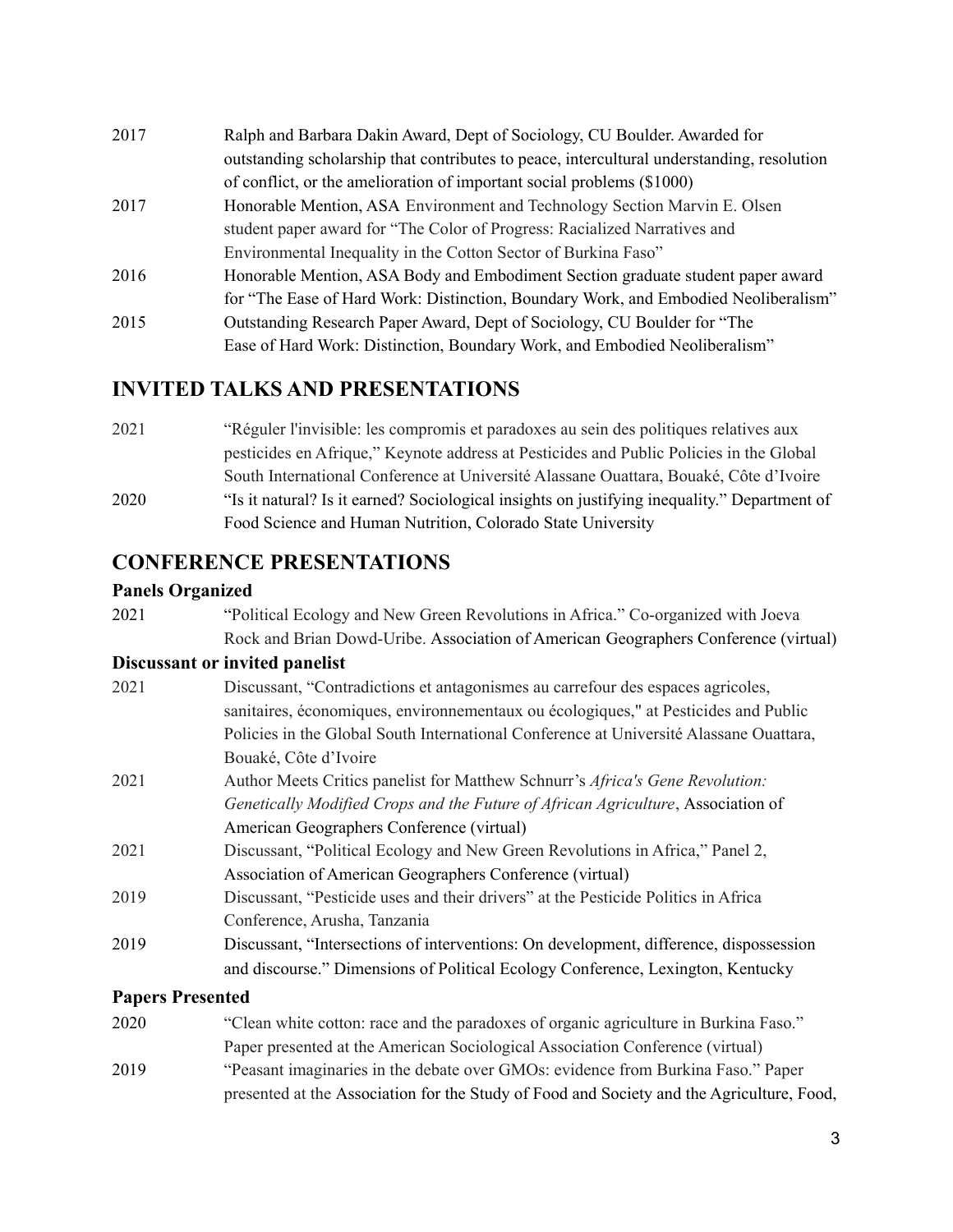2017 Ralph and Barbara Dakin Award, Dept of Sociology, CU Boulder. Awarded for outstanding scholarship that contributes to peace, intercultural understanding, resolution of conflict, or the amelioration of important social problems ($1000)

2017 Honorable Mention, ASA Environment and Technology Section Marvin E. Olsen student paper award for "The Color of Progress: Racialized Narratives and Environmental Inequality in the Cotton Sector of Burkina Faso"

2016 Honorable Mention, ASA Body and Embodiment Section graduate student paper award for "The Ease of Hard Work: Distinction, Boundary Work, and Embodied Neoliberalism"

2015 Outstanding Research Paper Award, Dept of Sociology, CU Boulder for "The Ease of Hard Work: Distinction, Boundary Work, and Embodied Neoliberalism"

## INVITED TALKS AND PRESENTATIONS

2021 "Réguler l'invisible: les compromis et paradoxes au sein des politiques relatives aux pesticides en Afrique," Keynote address at Pesticides and Public Policies in the Global South International Conference at Université Alassane Ouattara, Bouaké, Côte d'Ivoire

2020 "Is it natural? Is it earned? Sociological insights on justifying inequality." Department of Food Science and Human Nutrition, Colorado State University

## CONFERENCE PRESENTATIONS

### Panels Organized

2021 "Political Ecology and New Green Revolutions in Africa." Co-organized with Joeva Rock and Brian Dowd-Uribe. Association of American Geographers Conference (virtual)

### Discussant or invited panelist

2021 Discussant, "Contradictions et antagonismes au carrefour des espaces agricoles, sanitaires, économiques, environnementaux ou écologiques," at Pesticides and Public Policies in the Global South International Conference at Université Alassane Ouattara, Bouaké, Côte d'Ivoire

2021 Author Meets Critics panelist for Matthew Schnurr's *Africa's Gene Revolution: Genetically Modified Crops and the Future of African Agriculture*, Association of American Geographers Conference (virtual)

2021 Discussant, "Political Ecology and New Green Revolutions in Africa," Panel 2, Association of American Geographers Conference (virtual)

2019 Discussant, "Pesticide uses and their drivers" at the Pesticide Politics in Africa Conference, Arusha, Tanzania

2019 Discussant, "Intersections of interventions: On development, difference, dispossession and discourse." Dimensions of Political Ecology Conference, Lexington, Kentucky

### Papers Presented

2020 "Clean white cotton: race and the paradoxes of organic agriculture in Burkina Faso." Paper presented at the American Sociological Association Conference (virtual)

2019 "Peasant imaginaries in the debate over GMOs: evidence from Burkina Faso." Paper presented at the Association for the Study of Food and Society and the Agriculture, Food,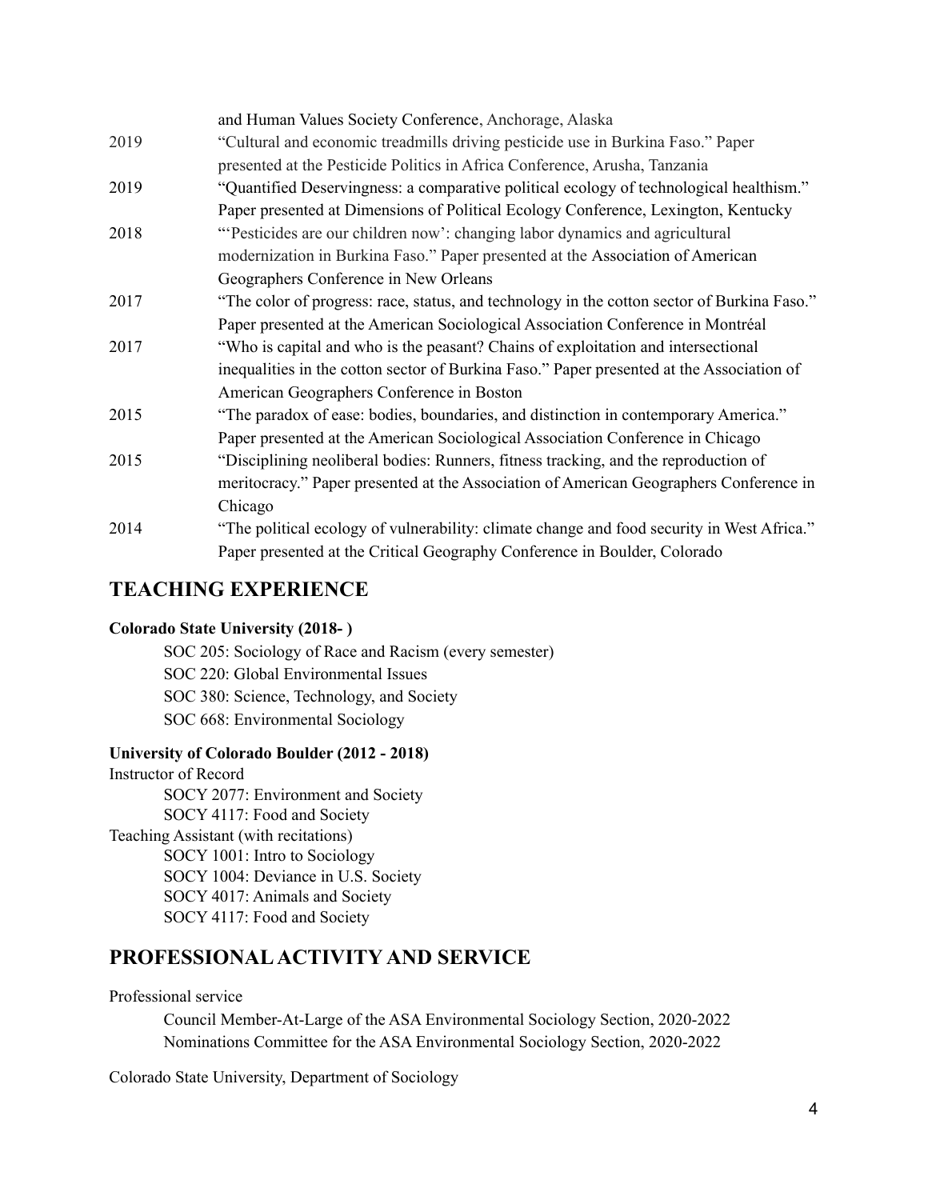| | |
|---|---|
| | and Human Values Society Conference, Anchorage, Alaska |
| 2019 | "Cultural and economic treadmills driving pesticide use in Burkina Faso." Paper presented at the Pesticide Politics in Africa Conference, Arusha, Tanzania |
| 2019 | "Quantified Deservingness: a comparative political ecology of technological healthism." Paper presented at Dimensions of Political Ecology Conference, Lexington, Kentucky |
| 2018 | "'Pesticides are our children now': changing labor dynamics and agricultural modernization in Burkina Faso." Paper presented at the Association of American Geographers Conference in New Orleans |
| 2017 | "The color of progress: race, status, and technology in the cotton sector of Burkina Faso." Paper presented at the American Sociological Association Conference in Montréal |
| 2017 | "Who is capital and who is the peasant? Chains of exploitation and intersectional inequalities in the cotton sector of Burkina Faso." Paper presented at the Association of American Geographers Conference in Boston |
| 2015 | "The paradox of ease: bodies, boundaries, and distinction in contemporary America." Paper presented at the American Sociological Association Conference in Chicago |
| 2015 | "Disciplining neoliberal bodies: Runners, fitness tracking, and the reproduction of meritocracy." Paper presented at the Association of American Geographers Conference in Chicago |
| 2014 | "The political ecology of vulnerability: climate change and food security in West Africa." Paper presented at the Critical Geography Conference in Boulder, Colorado |

## TEACHING EXPERIENCE

**Colorado State University (2018- )**

- SOC 205: Sociology of Race and Racism (every semester)
- SOC 220: Global Environmental Issues
- SOC 380: Science, Technology, and Society
- SOC 668: Environmental Sociology

**University of Colorado Boulder (2012 - 2018)**

Instructor of Record

- SOCY 2077: Environment and Society
- SOCY 4117: Food and Society

Teaching Assistant (with recitations)

- SOCY 1001: Intro to Sociology
- SOCY 1004: Deviance in U.S. Society
- SOCY 4017: Animals and Society
- SOCY 4117: Food and Society

## PROFESSIONAL ACTIVITY AND SERVICE

Professional service

- Council Member-At-Large of the ASA Environmental Sociology Section, 2020-2022
- Nominations Committee for the ASA Environmental Sociology Section, 2020-2022

Colorado State University, Department of Sociology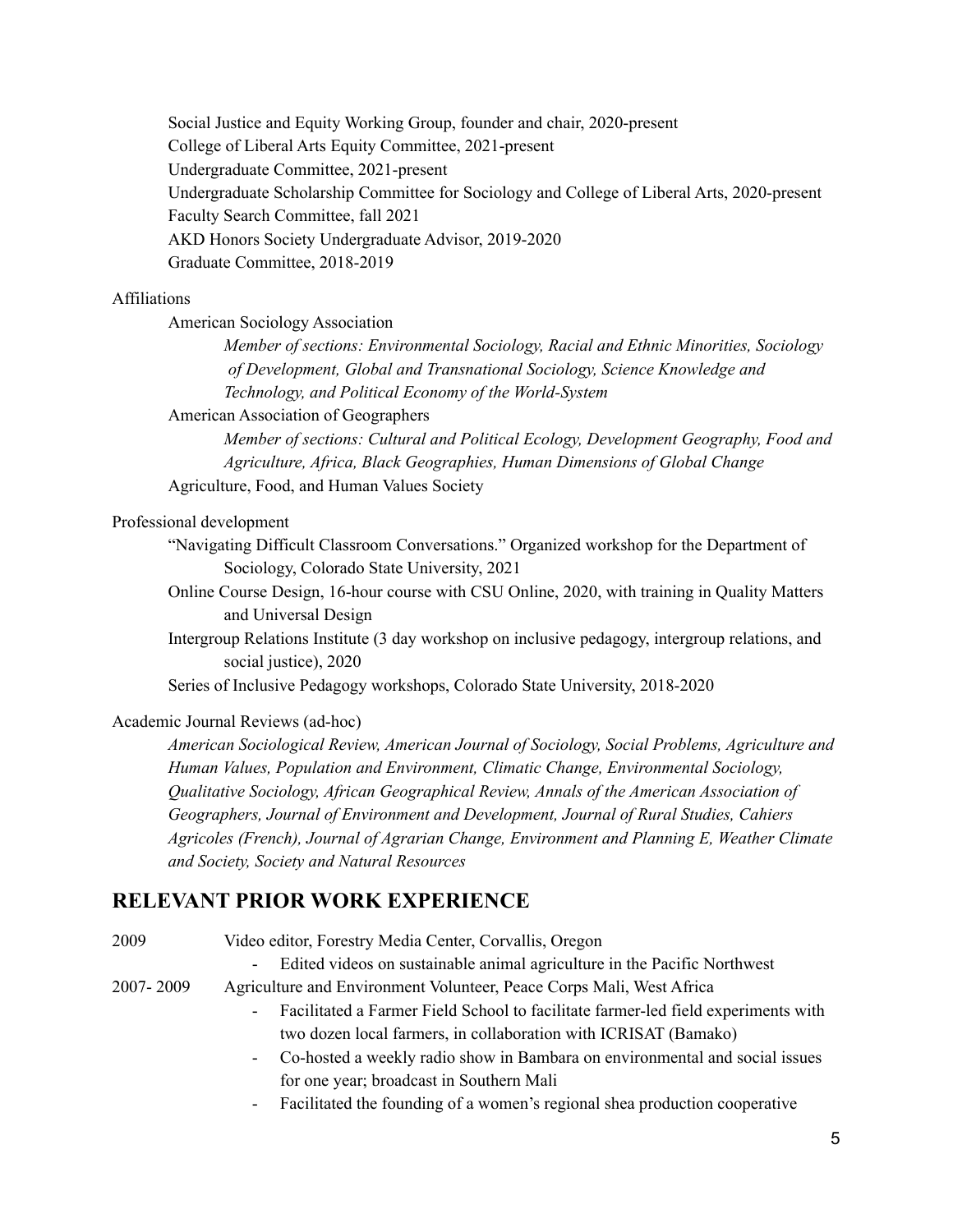Social Justice and Equity Working Group, founder and chair, 2020-present

College of Liberal Arts Equity Committee, 2021-present

Undergraduate Committee, 2021-present

Undergraduate Scholarship Committee for Sociology and College of Liberal Arts, 2020-present

Faculty Search Committee, fall 2021

AKD Honors Society Undergraduate Advisor, 2019-2020

Graduate Committee, 2018-2019

Affiliations

American Sociology Association

*Member of sections: Environmental Sociology, Racial and Ethnic Minorities, Sociology of Development, Global and Transnational Sociology, Science Knowledge and Technology, and Political Economy of the World-System*

American Association of Geographers

*Member of sections: Cultural and Political Ecology, Development Geography, Food and Agriculture, Africa, Black Geographies, Human Dimensions of Global Change*

Agriculture, Food, and Human Values Society

Professional development

"Navigating Difficult Classroom Conversations." Organized workshop for the Department of Sociology, Colorado State University, 2021

Online Course Design, 16-hour course with CSU Online, 2020, with training in Quality Matters and Universal Design

Intergroup Relations Institute (3 day workshop on inclusive pedagogy, intergroup relations, and social justice), 2020

Series of Inclusive Pedagogy workshops, Colorado State University, 2018-2020

Academic Journal Reviews (ad-hoc)

*American Sociological Review, American Journal of Sociology, Social Problems, Agriculture and Human Values, Population and Environment, Climatic Change, Environmental Sociology, Qualitative Sociology, African Geographical Review, Annals of the American Association of Geographers, Journal of Environment and Development, Journal of Rural Studies, Cahiers Agricoles (French), Journal of Agrarian Change, Environment and Planning E, Weather Climate and Society, Society and Natural Resources*

## RELEVANT PRIOR WORK EXPERIENCE

2009 Video editor, Forestry Media Center, Corvallis, Oregon

- Edited videos on sustainable animal agriculture in the Pacific Northwest

2007- 2009 Agriculture and Environment Volunteer, Peace Corps Mali, West Africa

- Facilitated a Farmer Field School to facilitate farmer-led field experiments with two dozen local farmers, in collaboration with ICRISAT (Bamako)
- Co-hosted a weekly radio show in Bambara on environmental and social issues for one year; broadcast in Southern Mali
- Facilitated the founding of a women's regional shea production cooperative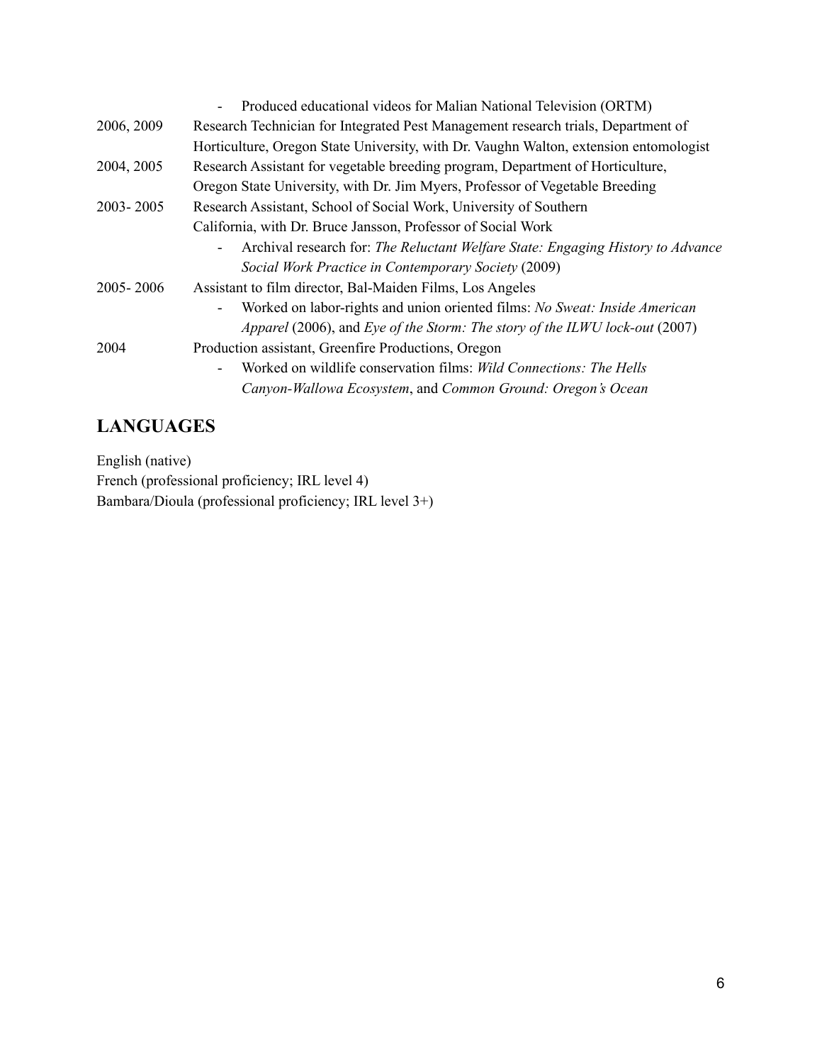- Produced educational videos for Malian National Television (ORTM)

2006, 2009 Research Technician for Integrated Pest Management research trials, Department of Horticulture, Oregon State University, with Dr. Vaughn Walton, extension entomologist

2004, 2005 Research Assistant for vegetable breeding program, Department of Horticulture, Oregon State University, with Dr. Jim Myers, Professor of Vegetable Breeding

2003- 2005 Research Assistant, School of Social Work, University of Southern California, with Dr. Bruce Jansson, Professor of Social Work

- Archival research for: *The Reluctant Welfare State: Engaging History to Advance Social Work Practice in Contemporary Society* (2009)

2005- 2006 Assistant to film director, Bal-Maiden Films, Los Angeles

- Worked on labor-rights and union oriented films: *No Sweat: Inside American Apparel* (2006), and *Eye of the Storm: The story of the ILWU lock-out* (2007)

2004 Production assistant, Greenfire Productions, Oregon

- Worked on wildlife conservation films: *Wild Connections: The Hells Canyon-Wallowa Ecosystem*, and *Common Ground: Oregon's Ocean*

## LANGUAGES

English (native)
French (professional proficiency; IRL level 4)
Bambara/Dioula (professional proficiency; IRL level 3+)